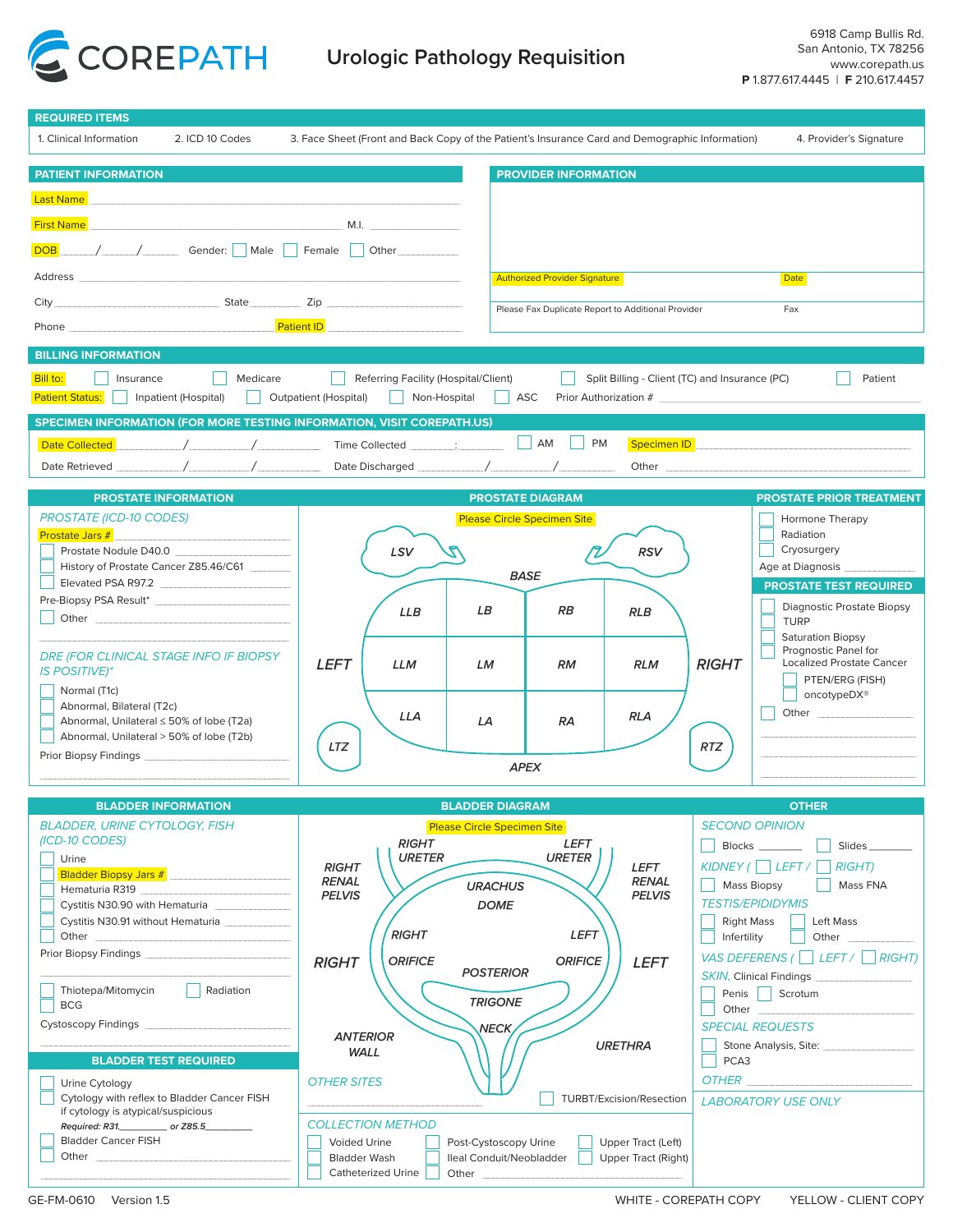# COREPATH

## Urologic Pathology Requisition

6918 Camp Bullis Rd.
San Antonio, TX 78256
www.corepath.us
**P** 1.877.617.4445 | **F** 210.617.4457

## REQUIRED ITEMS

1. Clinical Information 2. ICD 10 Codes 3. Face Sheet (Front and Back Copy of the Patient's Insurance Card and Demographic Information) 4. Provider's Signature

## PATIENT INFORMATION

Last Name ____________________

First Name ____________________ M.I. ______

DOB ____/____/____ Gender: ☐ Male ☐ Female ☐ Other ______

Address ____________________

City ____________ State ______ Zip ________

Phone ____________ Patient ID ____________

## PROVIDER INFORMATION

Authorized Provider Signature | Date

Please Fax Duplicate Report to Additional Provider | Fax

## BILLING INFORMATION

Bill to: ☐ Insurance ☐ Medicare ☐ Referring Facility (Hospital/Client) ☐ Split Billing - Client (TC) and Insurance (PC) ☐ Patient

Patient Status: ☐ Inpatient (Hospital) ☐ Outpatient (Hospital) ☐ Non-Hospital ☐ ASC Prior Authorization # ____________

## SPECIMEN INFORMATION (FOR MORE TESTING INFORMATION, VISIT COREPATH.US)

Date Collected ____/____/____ Time Collected ____:____ ☐ AM ☐ PM Specimen ID ____________

Date Retrieved ____/____/____ Date Discharged ____/____/____ Other ____________

## PROSTATE INFORMATION

*PROSTATE (ICD-10 CODES)*

Prostate Jars # ______

- ☐ Prostate Nodule D40.0 ______
- ☐ History of Prostate Cancer Z85.46/C61 ______
- ☐ Elevated PSA R97.2 ______

Pre-Biopsy PSA Result* ______

- ☐ Other ______

*DRE (FOR CLINICAL STAGE INFO IF BIOPSY IS POSITIVE)**

- ☐ Normal (T1c)
- ☐ Abnormal, Bilateral (T2c)
- ☐ Abnormal, Unilateral ≤ 50% of lobe (T2a)
- ☐ Abnormal, Unilateral > 50% of lobe (T2b)

Prior Biopsy Findings ______

## PROSTATE DIAGRAM

Please Circle Specimen Site

LSV, RSV, BASE, LEFT, RIGHT, LLB, LB, RB, RLB, LLM, LM, RM, RLM, LLA, LA, RA, RLA, LTZ, RTZ, APEX

## PROSTATE PRIOR TREATMENT

- ☐ Hormone Therapy
- ☐ Radiation
- ☐ Cryosurgery

Age at Diagnosis ______

## PROSTATE TEST REQUIRED

- ☐ Diagnostic Prostate Biopsy
- ☐ TURP
- ☐ Saturation Biopsy
- ☐ Prognostic Panel for Localized Prostate Cancer
  - ☐ PTEN/ERG (FISH)
  - ☐ oncotypeDX®
- ☐ Other ______

## BLADDER INFORMATION

*BLADDER, URINE CYTOLOGY, FISH (ICD-10 CODES)*

- ☐ Urine
- ☐ Bladder Biopsy Jars # ______
- ☐ Hematuria R319 ______
- ☐ Cystitis N30.90 with Hematuria ______
- ☐ Cystitis N30.91 without Hematuria ______
- ☐ Other ______

Prior Biopsy Findings ______

- ☐ Thiotepa/Mitomycin ☐ Radiation
- ☐ BCG

Cystoscopy Findings ______

## BLADDER TEST REQUIRED

- ☐ Urine Cytology
- ☐ Cytology with reflex to Bladder Cancer FISH if cytology is atypical/suspicious

*Required: R31.______ or Z85.5______*

- ☐ Bladder Cancer FISH
- ☐ Other ______

## BLADDER DIAGRAM

Please Circle Specimen Site

RIGHT URETER, LEFT URETER, RIGHT RENAL PELVIS, LEFT RENAL PELVIS, URACHUS, DOME, RIGHT, LEFT, RIGHT ORIFICE, LEFT ORIFICE, POSTERIOR, TRIGONE, NECK, ANTERIOR WALL, URETHRA

*OTHER SITES* ______ ☐ TURBT/Excision/Resection

*COLLECTION METHOD*

- ☐ Voided Urine ☐ Post-Cystoscopy Urine ☐ Upper Tract (Left)
- ☐ Bladder Wash ☐ Ileal Conduit/Neobladder ☐ Upper Tract (Right)
- ☐ Catheterized Urine ☐ Other ______

## OTHER

*SECOND OPINION*

☐ Blocks ______ ☐ Slides ______

*KIDNEY ( ☐ LEFT / ☐ RIGHT)*

☐ Mass Biopsy ☐ Mass FNA

*TESTIS/EPIDIDYMIS*

☐ Right Mass ☐ Left Mass
☐ Infertility ☐ Other ______

*VAS DEFERENS ( ☐ LEFT / ☐ RIGHT)*

*SKIN,* Clinical Findings

☐ Penis ☐ Scrotum
☐ Other ______

*SPECIAL REQUESTS*

☐ Stone Analysis, Site: ______
☐ PCA3

*OTHER* ______

*LABORATORY USE ONLY*

GE-FM-0610 Version 1.5 WHITE - COREPATH COPY YELLOW - CLIENT COPY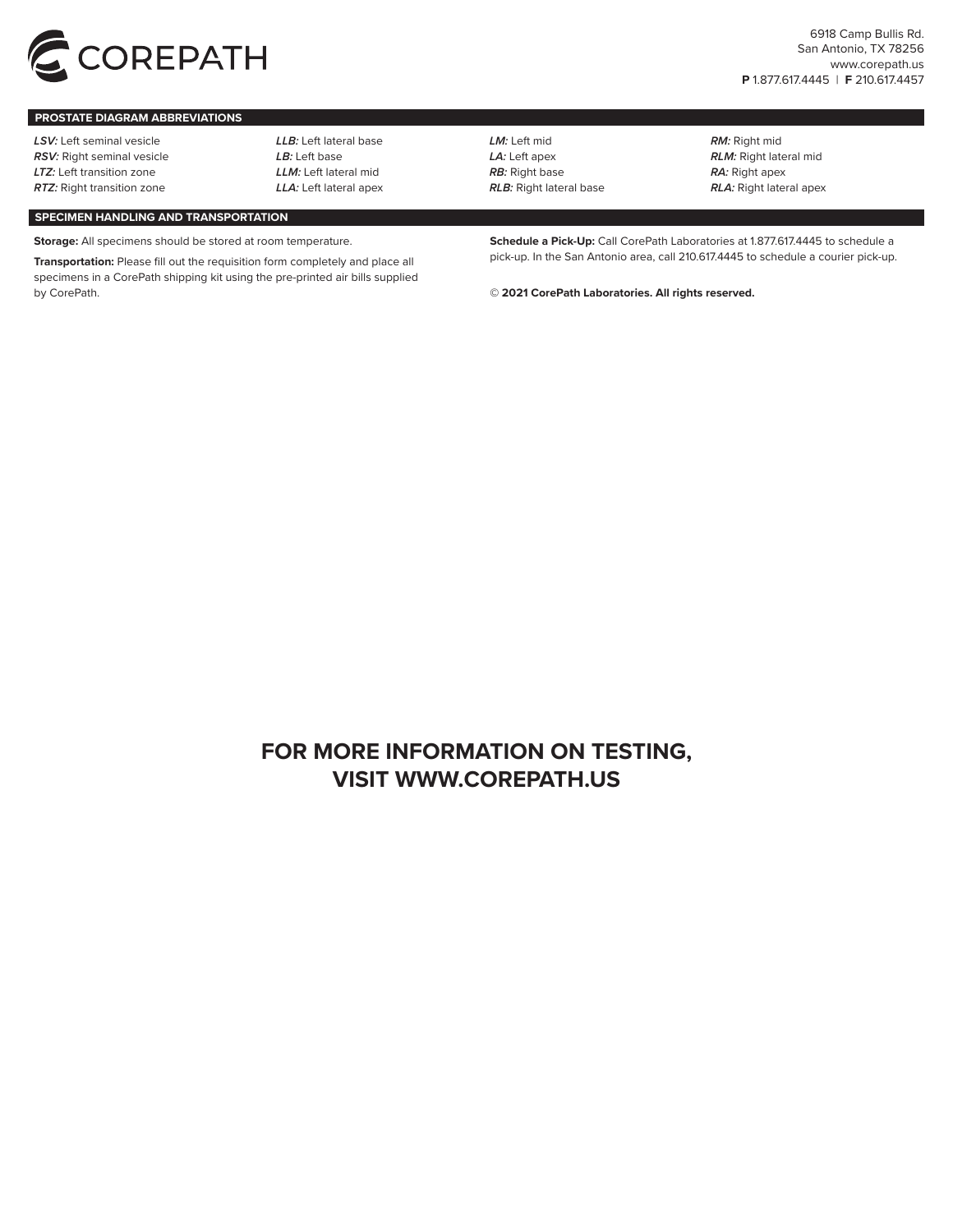COREPATH

6918 Camp Bullis Rd.
San Antonio, TX 78256
www.corepath.us
**P** 1.877.617.4445 | **F** 210.617.4457

## PROSTATE DIAGRAM ABBREVIATIONS

***LSV:*** Left seminal vesicle
***RSV:*** Right seminal vesicle
***LTZ:*** Left transition zone
***RTZ:*** Right transition zone
***LLB:*** Left lateral base
***LB:*** Left base
***LLM:*** Left lateral mid
***LLA:*** Left lateral apex
***LM:*** Left mid
***LA:*** Left apex
***RB:*** Right base
***RLB:*** Right lateral base
***RM:*** Right mid
***RLM:*** Right lateral mid
***RA:*** Right apex
***RLA:*** Right lateral apex

## SPECIMEN HANDLING AND TRANSPORTATION

**Storage:** All specimens should be stored at room temperature.

**Transportation:** Please fill out the requisition form completely and place all specimens in a CorePath shipping kit using the pre-printed air bills supplied by CorePath.

**Schedule a Pick-Up:** Call CorePath Laboratories at 1.877.617.4445 to schedule a pick-up. In the San Antonio area, call 210.617.4445 to schedule a courier pick-up.

© **2021 CorePath Laboratories. All rights reserved.**

# FOR MORE INFORMATION ON TESTING, VISIT WWW.COREPATH.US